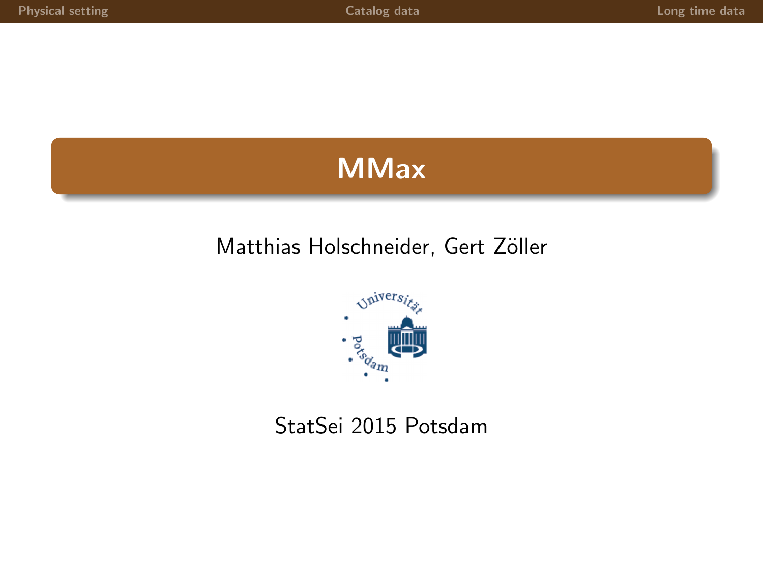# MMax

Matthias Holschneider, Gert Zöller

StatSei 2015 Potsdam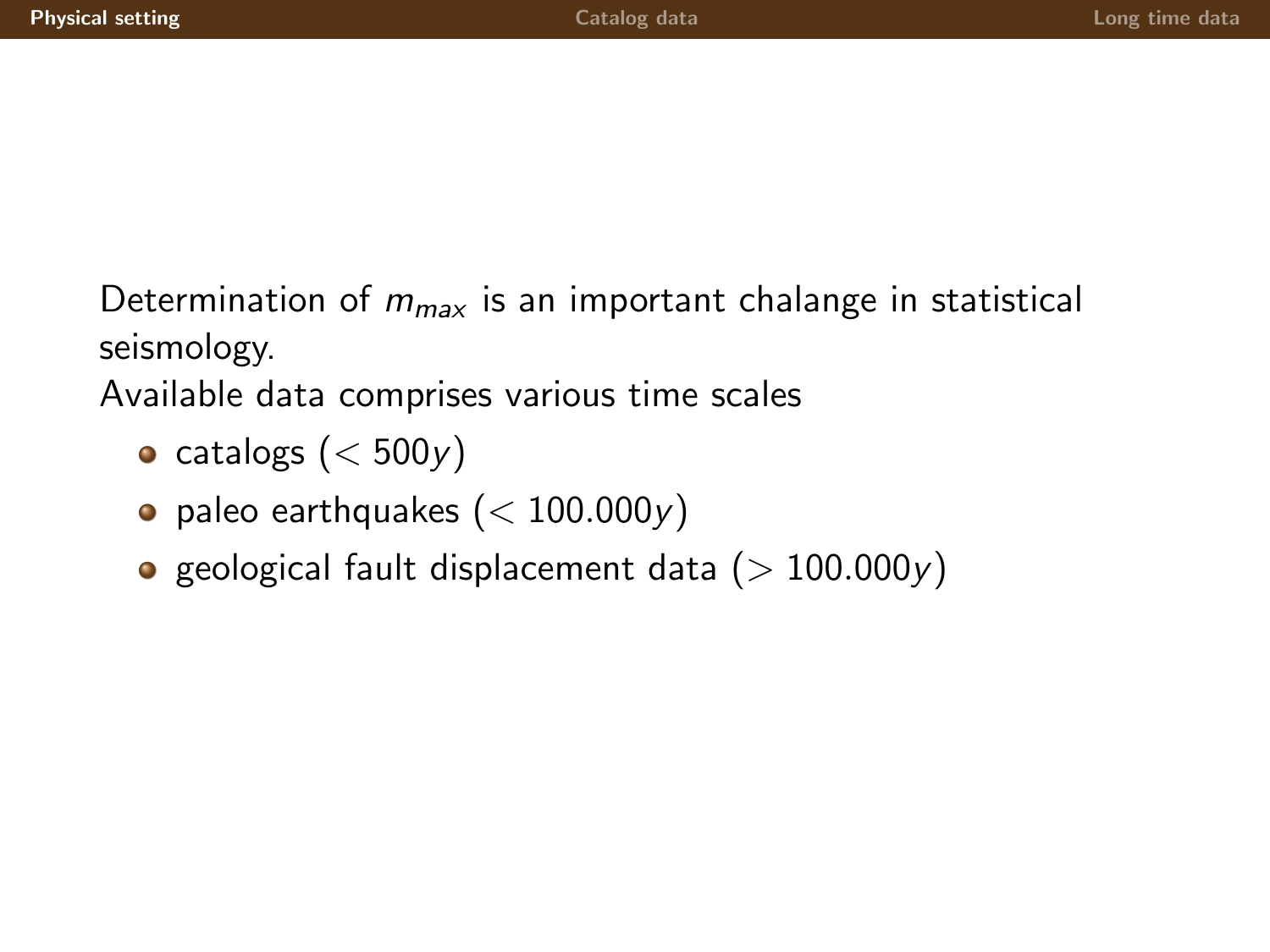Determination of $m_{max}$ is an important chalange in statistical seismology.

Available data comprises various time scales

- catalogs ($< 500y$)
- paleo earthquakes ($< 100.000y$)
- geological fault displacement data ($> 100.000y$)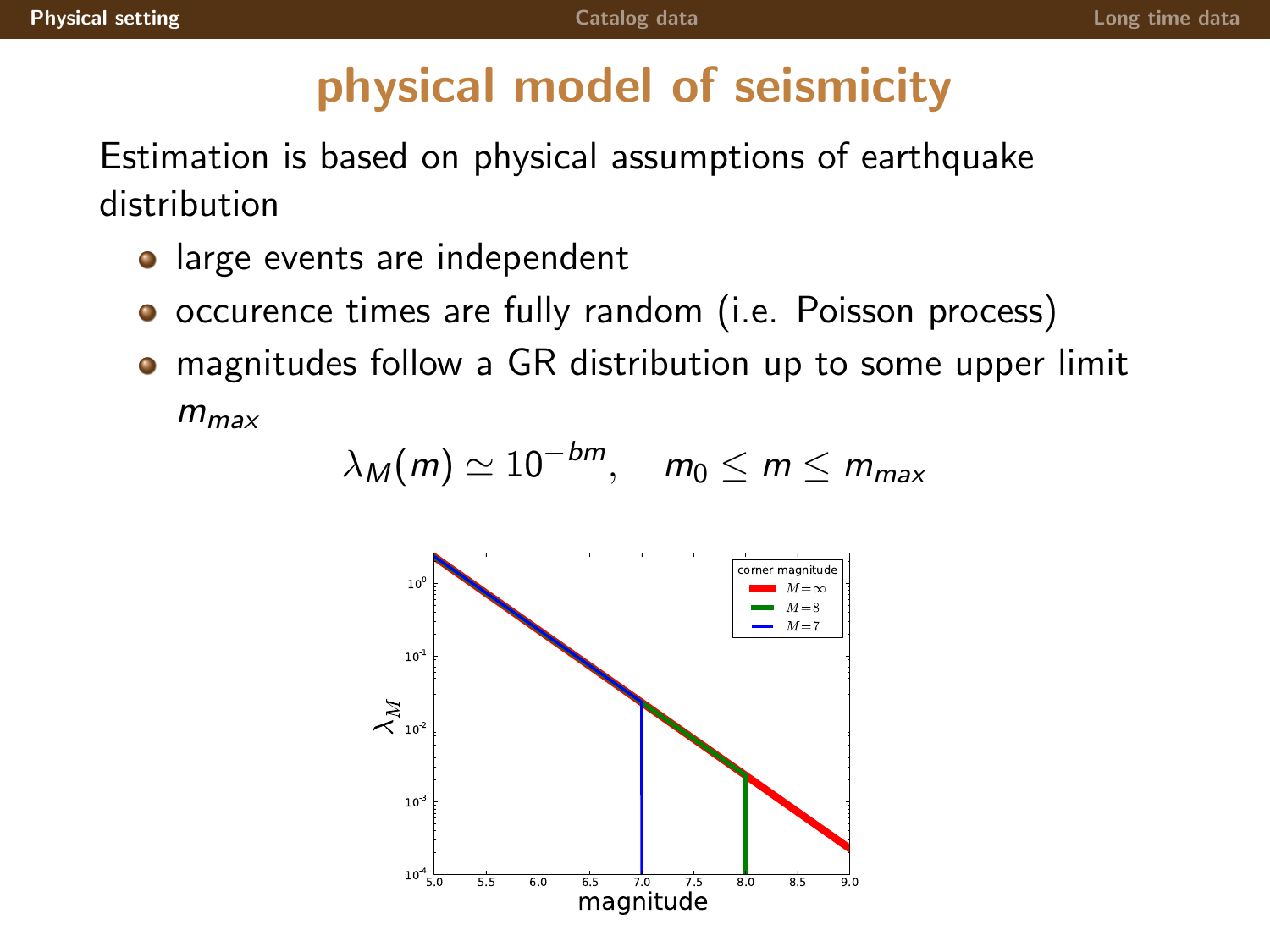# physical model of seismicity

Estimation is based on physical assumptions of earthquake distribution

- large events are independent
- occurence times are fully random (i.e. Poisson process)
- magnitudes follow a GR distribution up to some upper limit $m_{max}$

$$\lambda_M(m) \simeq 10^{-bm}, \quad m_0 \leq m \leq m_{max}$$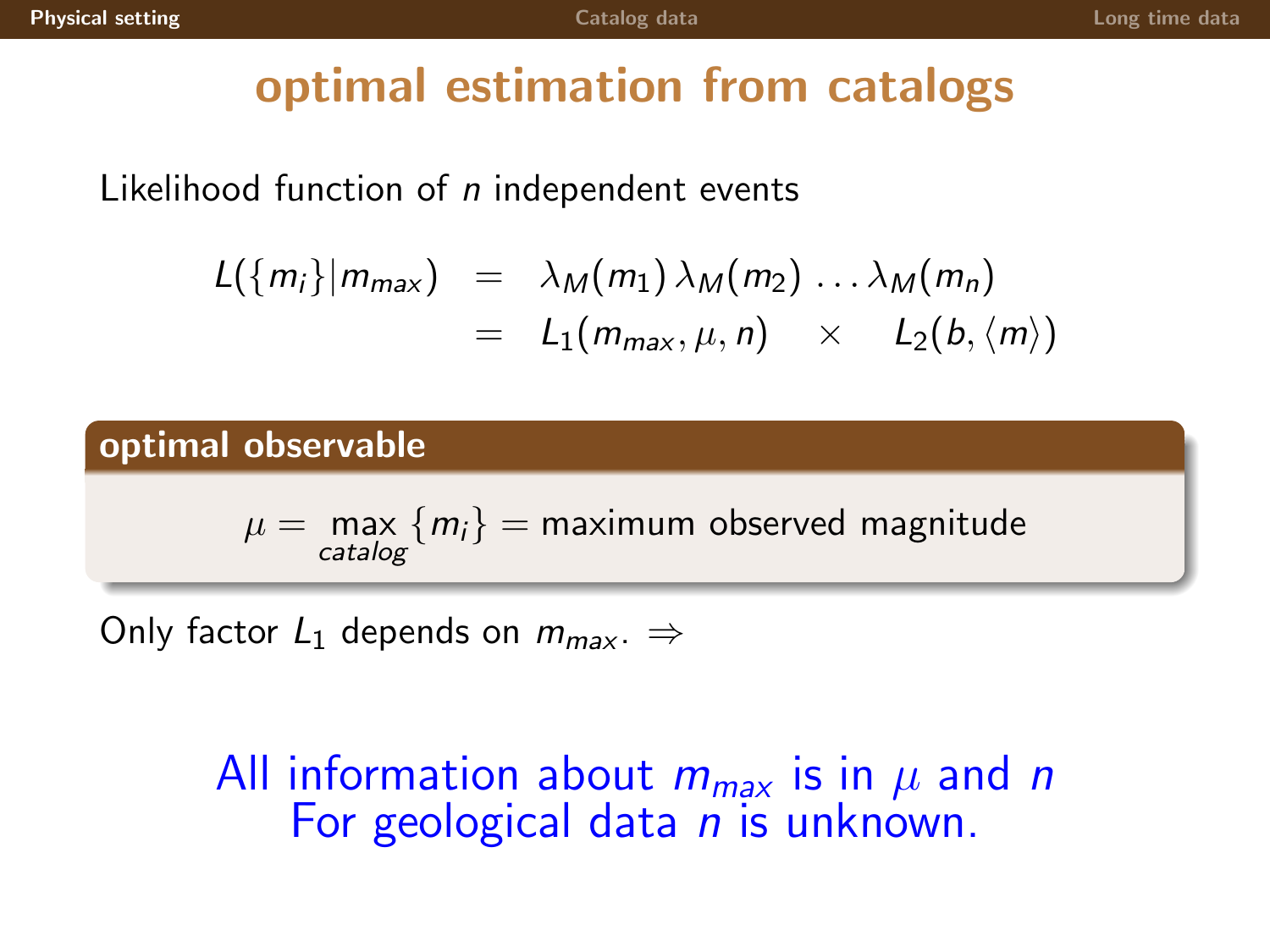# optimal estimation from catalogs

Likelihood function of $n$ independent events

$$
\begin{aligned}
L(\{m_i\}|m_{max}) &= \lambda_M(m_1)\,\lambda_M(m_2)\,\ldots\lambda_M(m_n) \\
&= L_1(m_{max}, \mu, n) \quad \times \quad L_2(b, \langle m \rangle)
\end{aligned}
$$

**optimal observable**

$$\mu = \max_{catalog}\{m_i\} = \text{maximum observed magnitude}$$

Only factor $L_1$ depends on $m_{max}$. $\Rightarrow$

All information about $m_{max}$ is in $\mu$ and $n$
For geological data $n$ is unknown.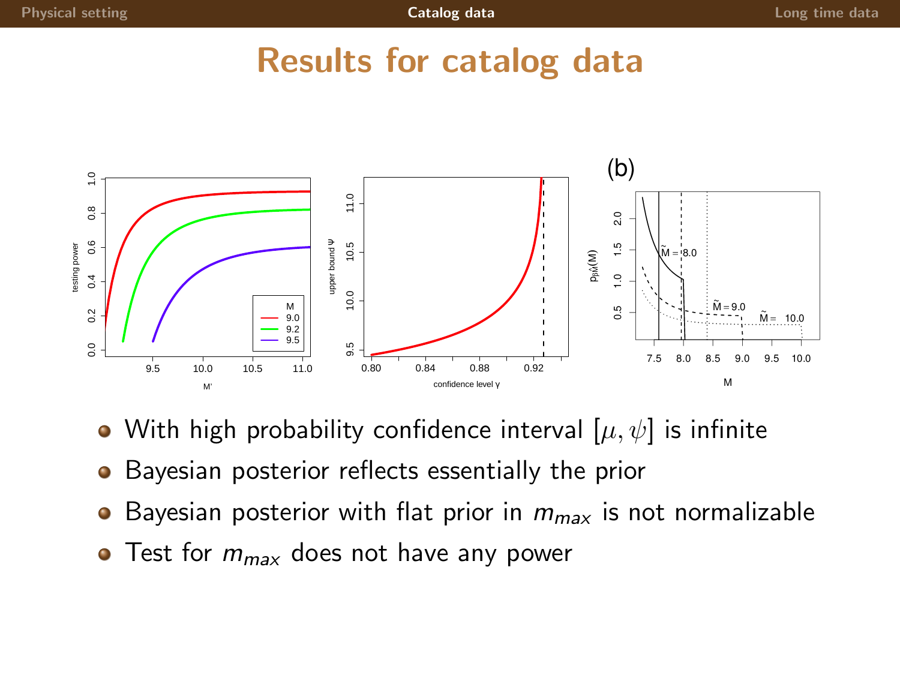# Results for catalog data

- With high probability confidence interval $[\mu, \psi]$ is infinite
- Bayesian posterior reflects essentially the prior
- Bayesian posterior with flat prior in $m_{max}$ is not normalizable
- Test for $m_{max}$ does not have any power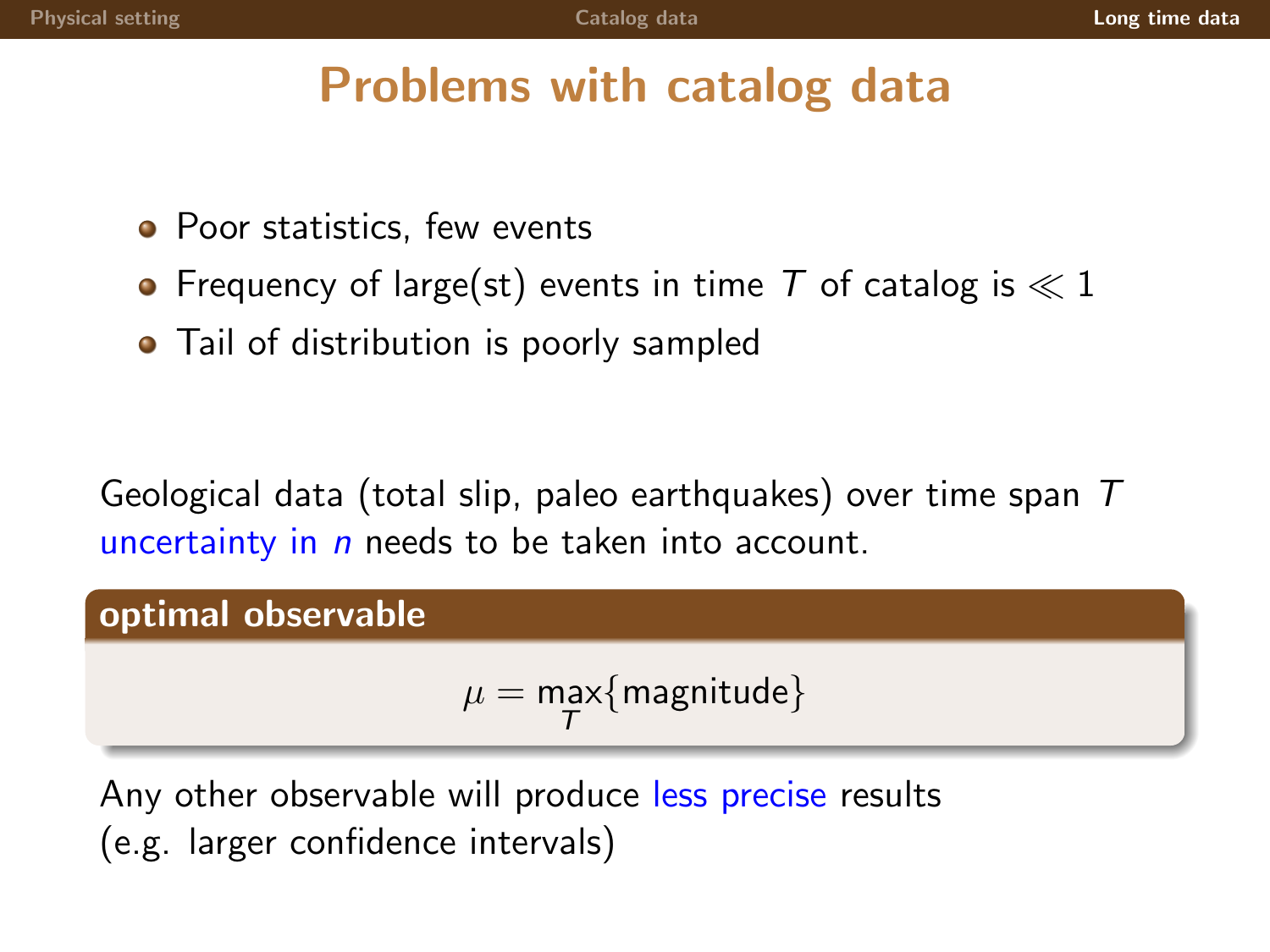# Problems with catalog data

- Poor statistics, few events
- Frequency of large(st) events in time $T$ of catalog is $\ll 1$
- Tail of distribution is poorly sampled

Geological data (total slip, paleo earthquakes) over time span $T$ uncertainty in $n$ needs to be taken into account.

**optimal observable**

$$\mu = \max_{T}\{\text{magnitude}\}$$

Any other observable will produce less precise results (e.g. larger confidence intervals)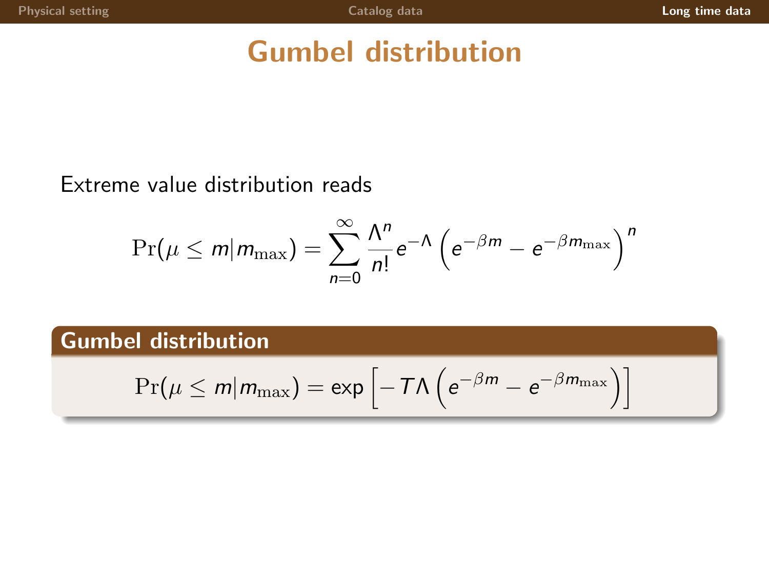# Gumbel distribution

Extreme value distribution reads

$$\Pr(\mu \leq m | m_{\max}) = \sum_{n=0}^{\infty} \frac{\Lambda^n}{n!} e^{-\Lambda} \left( e^{-\beta m} - e^{-\beta m_{\max}} \right)^n$$

## Gumbel distribution

$$\Pr(\mu \leq m | m_{\max}) = \exp \left[ -T\Lambda \left( e^{-\beta m} - e^{-\beta m_{\max}} \right) \right]$$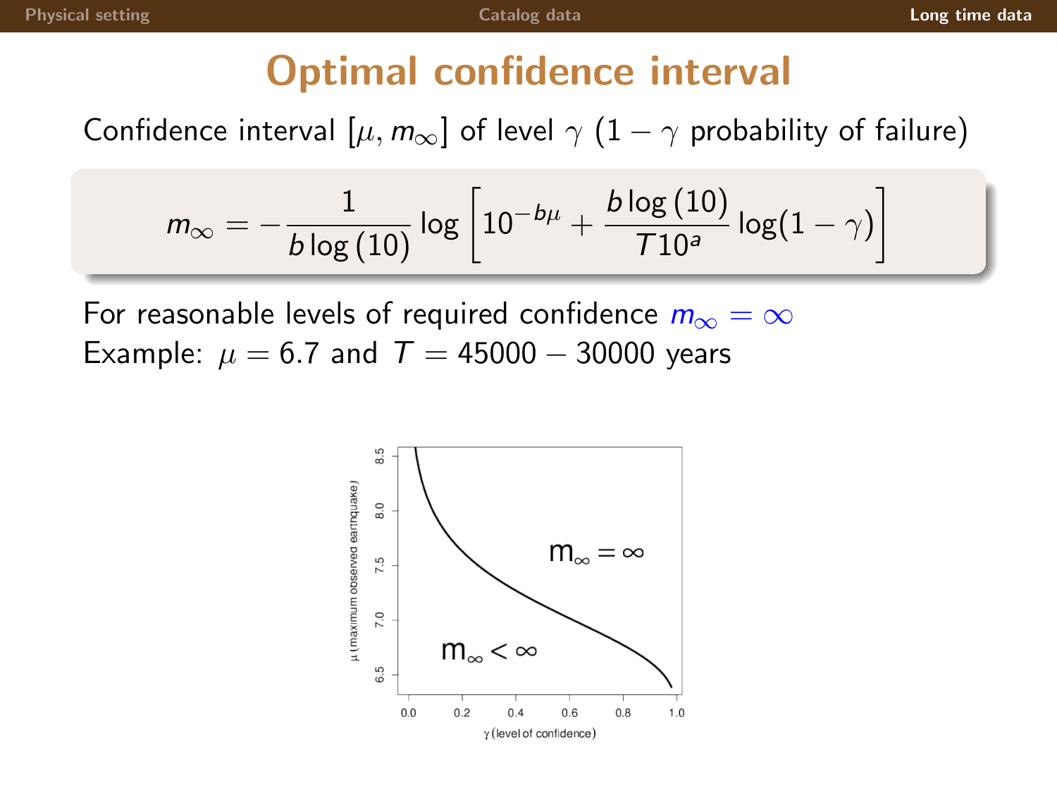# Optimal confidence interval

Confidence interval $[\mu, m_\infty]$ of level $\gamma$ ($1-\gamma$ probability of failure)

$$m_\infty = -\frac{1}{b\log(10)} \log\left[10^{-b\mu} + \frac{b\log(10)}{T10^a}\log(1-\gamma)\right]$$

For reasonable levels of required confidence $m_\infty = \infty$

Example: $\mu = 6.7$ and $T = 45000 - 30000$ years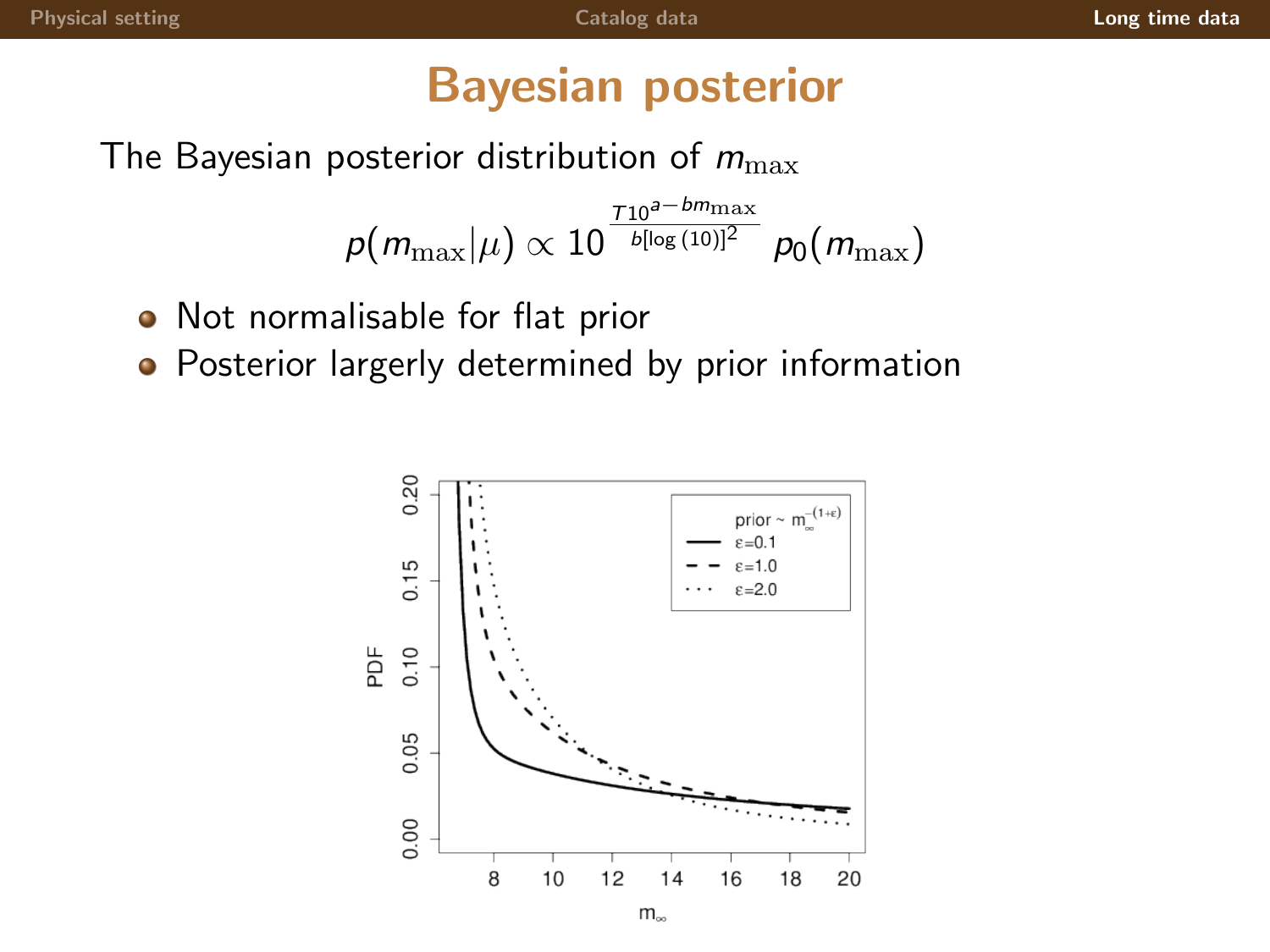# Bayesian posterior

The Bayesian posterior distribution of $m_{\max}$

$$p(m_{\max}|\mu) \propto 10^{\frac{T10^{a-bm_{\max}}}{b[\log(10)]^2}} p_0(m_{\max})$$

- Not normalisable for flat prior
- Posterior largerly determined by prior information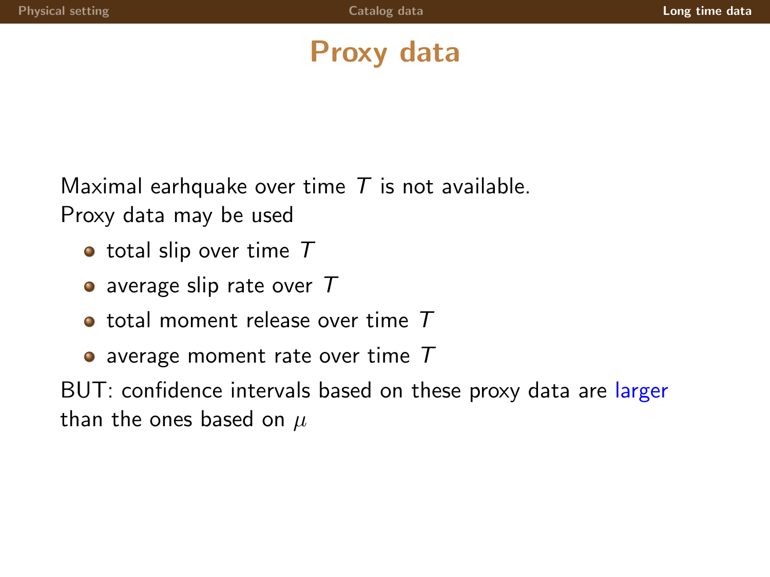# Proxy data

Maximal earhquake over time $T$ is not available.
Proxy data may be used

- total slip over time $T$
- average slip rate over $T$
- total moment release over time $T$
- average moment rate over time $T$

BUT: confidence intervals based on these proxy data are larger than the ones based on $\mu$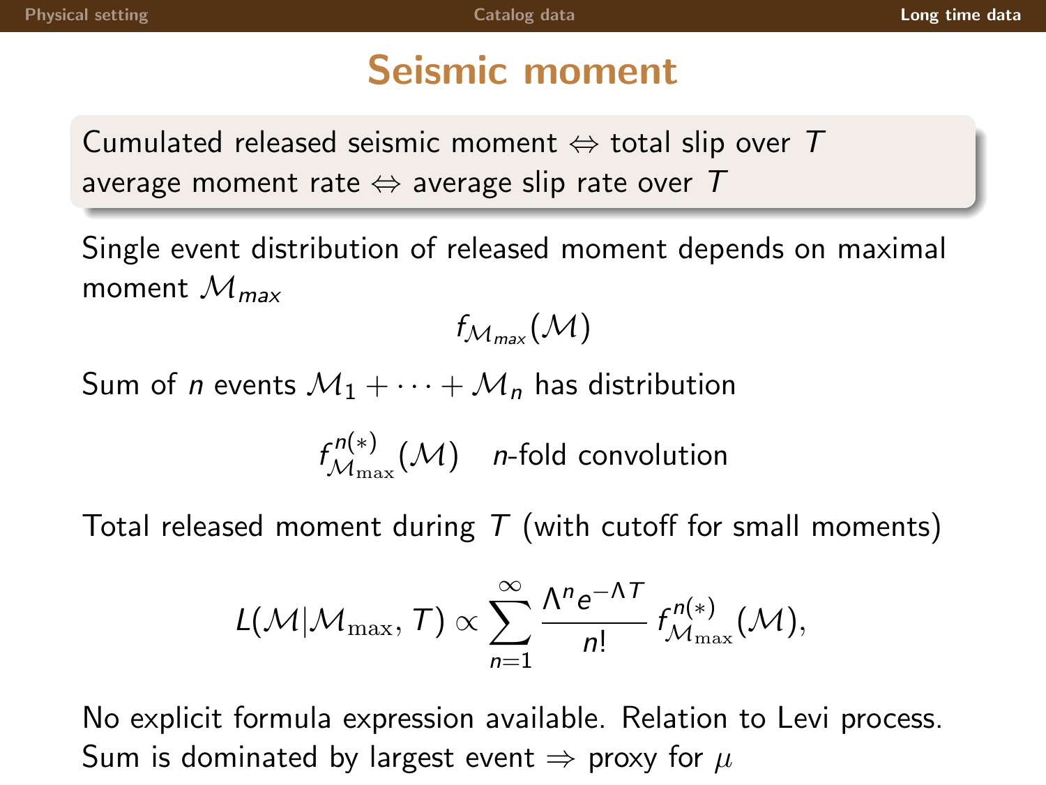# Seismic moment

Cumulated released seismic moment $\Leftrightarrow$ total slip over $T$
average moment rate $\Leftrightarrow$ average slip rate over $T$

Single event distribution of released moment depends on maximal moment $\mathcal{M}_{max}$

$$f_{\mathcal{M}_{max}}(\mathcal{M})$$

Sum of $n$ events $\mathcal{M}_1 + \cdots + \mathcal{M}_n$ has distribution

$$f^{n(*)}_{\mathcal{M}_{\max}}(\mathcal{M}) \quad n\text{-fold convolution}$$

Total released moment during $T$ (with cutoff for small moments)

$$L(\mathcal{M}|\mathcal{M}_{\max}, T) \propto \sum_{n=1}^{\infty} \frac{\Lambda^n e^{-\Lambda T}}{n!} \, f^{n(*)}_{\mathcal{M}_{\max}}(\mathcal{M}),$$

No explicit formula expression available. Relation to Levi process.
Sum is dominated by largest event $\Rightarrow$ proxy for $\mu$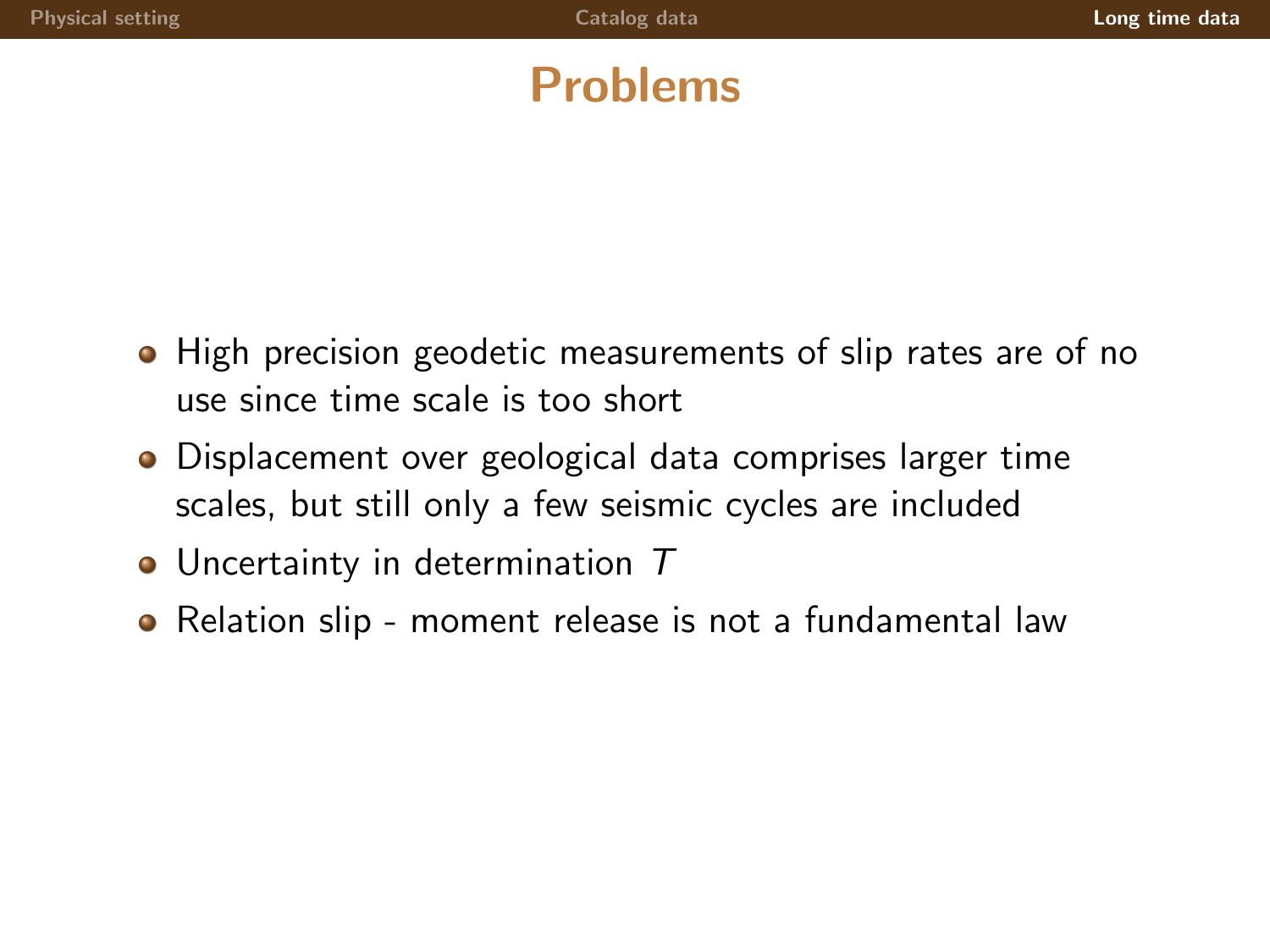# Problems

- High precision geodetic measurements of slip rates are of no use since time scale is too short
- Displacement over geological data comprises larger time scales, but still only a few seismic cycles are included
- Uncertainty in determination $T$
- Relation slip - moment release is not a fundamental law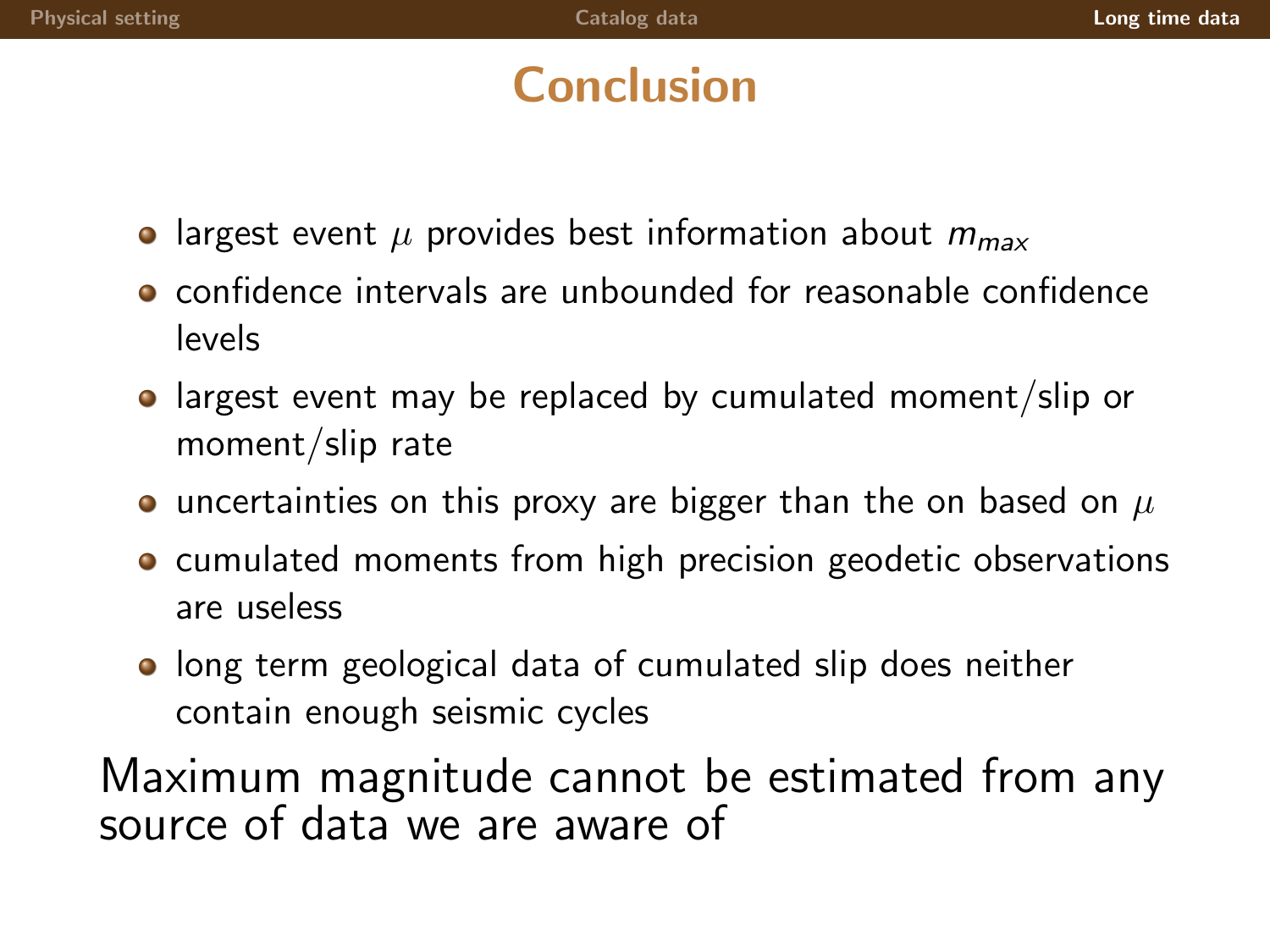# Conclusion

- largest event $\mu$ provides best information about $m_{max}$
- confidence intervals are unbounded for reasonable confidence levels
- largest event may be replaced by cumulated moment/slip or moment/slip rate
- uncertainties on this proxy are bigger than the on based on $\mu$
- cumulated moments from high precision geodetic observations are useless
- long term geological data of cumulated slip does neither contain enough seismic cycles

Maximum magnitude cannot be estimated from any source of data we are aware of